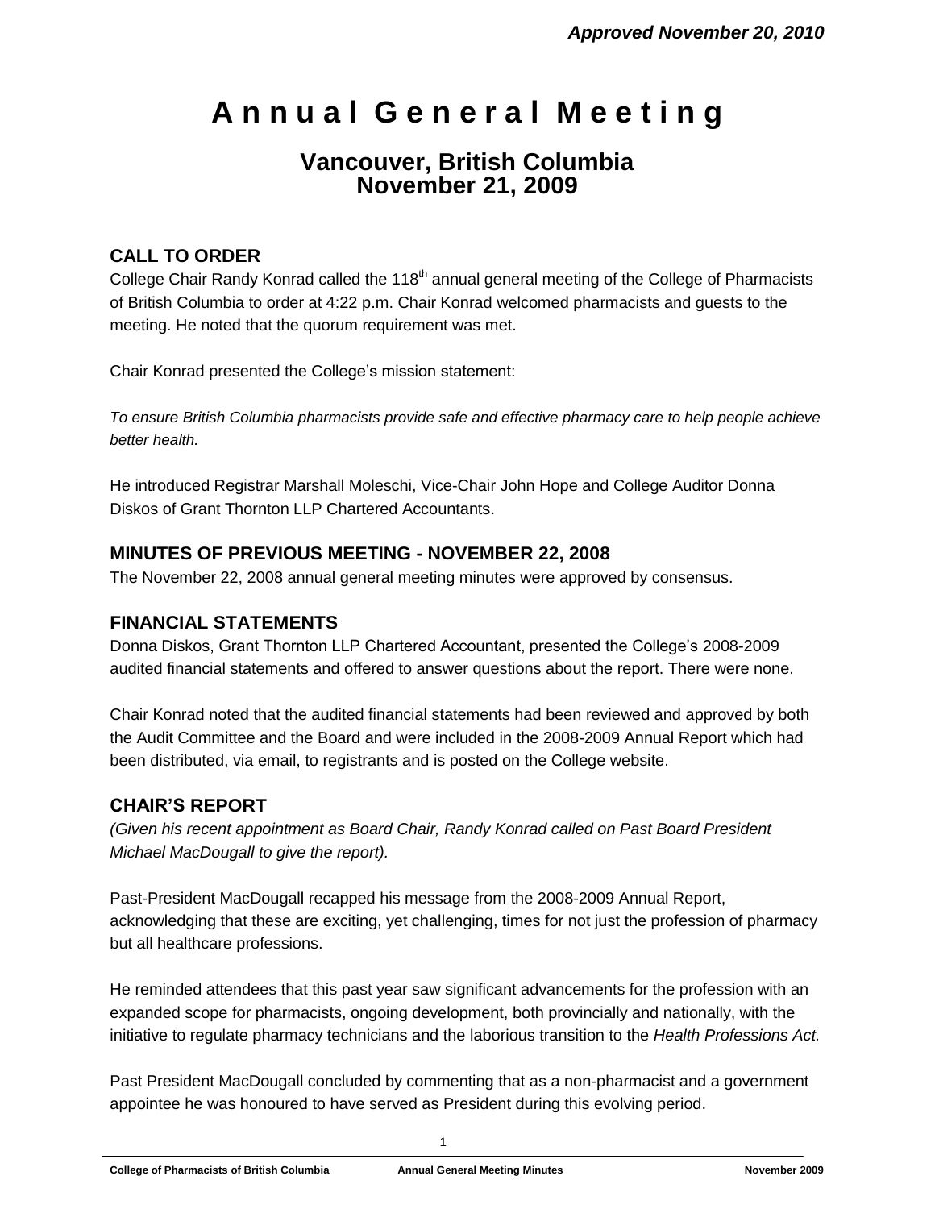*Approved November 20, 2010*

# Annual General Meeting

## Vancouver, British Columbia
## November 21, 2009

### CALL TO ORDER

College Chair Randy Konrad called the 118th annual general meeting of the College of Pharmacists of British Columbia to order at 4:22 p.m. Chair Konrad welcomed pharmacists and guests to the meeting. He noted that the quorum requirement was met.

Chair Konrad presented the College's mission statement:

*To ensure British Columbia pharmacists provide safe and effective pharmacy care to help people achieve better health.*

He introduced Registrar Marshall Moleschi, Vice-Chair John Hope and College Auditor Donna Diskos of Grant Thornton LLP Chartered Accountants.

### MINUTES OF PREVIOUS MEETING - NOVEMBER 22, 2008

The November 22, 2008 annual general meeting minutes were approved by consensus.

### FINANCIAL STATEMENTS

Donna Diskos, Grant Thornton LLP Chartered Accountant, presented the College's 2008-2009 audited financial statements and offered to answer questions about the report. There were none.

Chair Konrad noted that the audited financial statements had been reviewed and approved by both the Audit Committee and the Board and were included in the 2008-2009 Annual Report which had been distributed, via email, to registrants and is posted on the College website.

### CHAIR'S REPORT

*(Given his recent appointment as Board Chair, Randy Konrad called on Past Board President Michael MacDougall to give the report).*

Past-President MacDougall recapped his message from the 2008-2009 Annual Report, acknowledging that these are exciting, yet challenging, times for not just the profession of pharmacy but all healthcare professions.

He reminded attendees that this past year saw significant advancements for the profession with an expanded scope for pharmacists, ongoing development, both provincially and nationally, with the initiative to regulate pharmacy technicians and the laborious transition to the *Health Professions Act.*

Past President MacDougall concluded by commenting that as a non-pharmacist and a government appointee he was honoured to have served as President during this evolving period.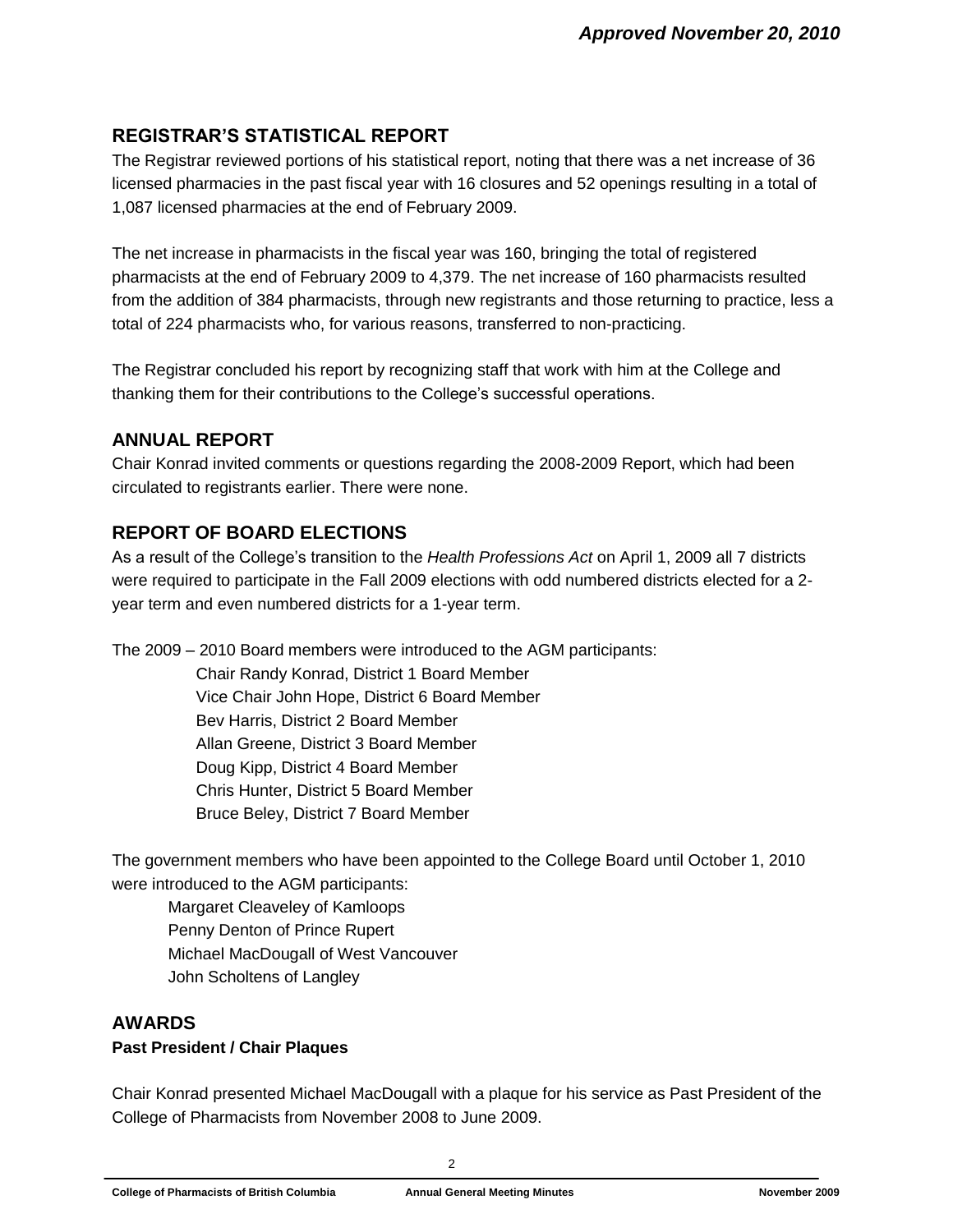*Approved November 20, 2010*

## REGISTRAR'S STATISTICAL REPORT

The Registrar reviewed portions of his statistical report, noting that there was a net increase of 36 licensed pharmacies in the past fiscal year with 16 closures and 52 openings resulting in a total of 1,087 licensed pharmacies at the end of February 2009.

The net increase in pharmacists in the fiscal year was 160, bringing the total of registered pharmacists at the end of February 2009 to 4,379. The net increase of 160 pharmacists resulted from the addition of 384 pharmacists, through new registrants and those returning to practice, less a total of 224 pharmacists who, for various reasons, transferred to non-practicing.

The Registrar concluded his report by recognizing staff that work with him at the College and thanking them for their contributions to the College's successful operations.

## ANNUAL REPORT

Chair Konrad invited comments or questions regarding the 2008-2009 Report, which had been circulated to registrants earlier. There were none.

## REPORT OF BOARD ELECTIONS

As a result of the College's transition to the *Health Professions Act* on April 1, 2009 all 7 districts were required to participate in the Fall 2009 elections with odd numbered districts elected for a 2-year term and even numbered districts for a 1-year term.

The 2009 – 2010 Board members were introduced to the AGM participants:

Chair Randy Konrad, District 1 Board Member
Vice Chair John Hope, District 6 Board Member
Bev Harris, District 2 Board Member
Allan Greene, District 3 Board Member
Doug Kipp, District 4 Board Member
Chris Hunter, District 5 Board Member
Bruce Beley, District 7 Board Member

The government members who have been appointed to the College Board until October 1, 2010 were introduced to the AGM participants:

Margaret Cleaveley of Kamloops
Penny Denton of Prince Rupert
Michael MacDougall of West Vancouver
John Scholtens of Langley

## AWARDS

**Past President / Chair Plaques**

Chair Konrad presented Michael MacDougall with a plaque for his service as Past President of the College of Pharmacists from November 2008 to June 2009.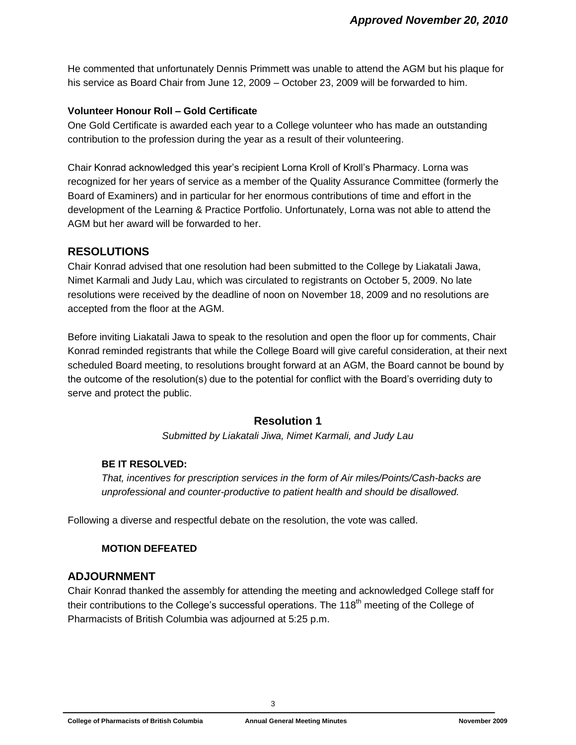*Approved November 20, 2010*

He commented that unfortunately Dennis Primmett was unable to attend the AGM but his plaque for his service as Board Chair from June 12, 2009 – October 23, 2009 will be forwarded to him.

**Volunteer Honour Roll – Gold Certificate**

One Gold Certificate is awarded each year to a College volunteer who has made an outstanding contribution to the profession during the year as a result of their volunteering.

Chair Konrad acknowledged this year's recipient Lorna Kroll of Kroll's Pharmacy. Lorna was recognized for her years of service as a member of the Quality Assurance Committee (formerly the Board of Examiners) and in particular for her enormous contributions of time and effort in the development of the Learning & Practice Portfolio. Unfortunately, Lorna was not able to attend the AGM but her award will be forwarded to her.

## RESOLUTIONS

Chair Konrad advised that one resolution had been submitted to the College by Liakatali Jawa, Nimet Karmali and Judy Lau, which was circulated to registrants on October 5, 2009. No late resolutions were received by the deadline of noon on November 18, 2009 and no resolutions are accepted from the floor at the AGM.

Before inviting Liakatali Jawa to speak to the resolution and open the floor up for comments, Chair Konrad reminded registrants that while the College Board will give careful consideration, at their next scheduled Board meeting, to resolutions brought forward at an AGM, the Board cannot be bound by the outcome of the resolution(s) due to the potential for conflict with the Board's overriding duty to serve and protect the public.

### Resolution 1

*Submitted by Liakatali Jiwa, Nimet Karmali, and Judy Lau*

**BE IT RESOLVED:**

*That, incentives for prescription services in the form of Air miles/Points/Cash-backs are unprofessional and counter-productive to patient health and should be disallowed.*

Following a diverse and respectful debate on the resolution, the vote was called.

**MOTION DEFEATED**

## ADJOURNMENT

Chair Konrad thanked the assembly for attending the meeting and acknowledged College staff for their contributions to the College's successful operations. The 118th meeting of the College of Pharmacists of British Columbia was adjourned at 5:25 p.m.